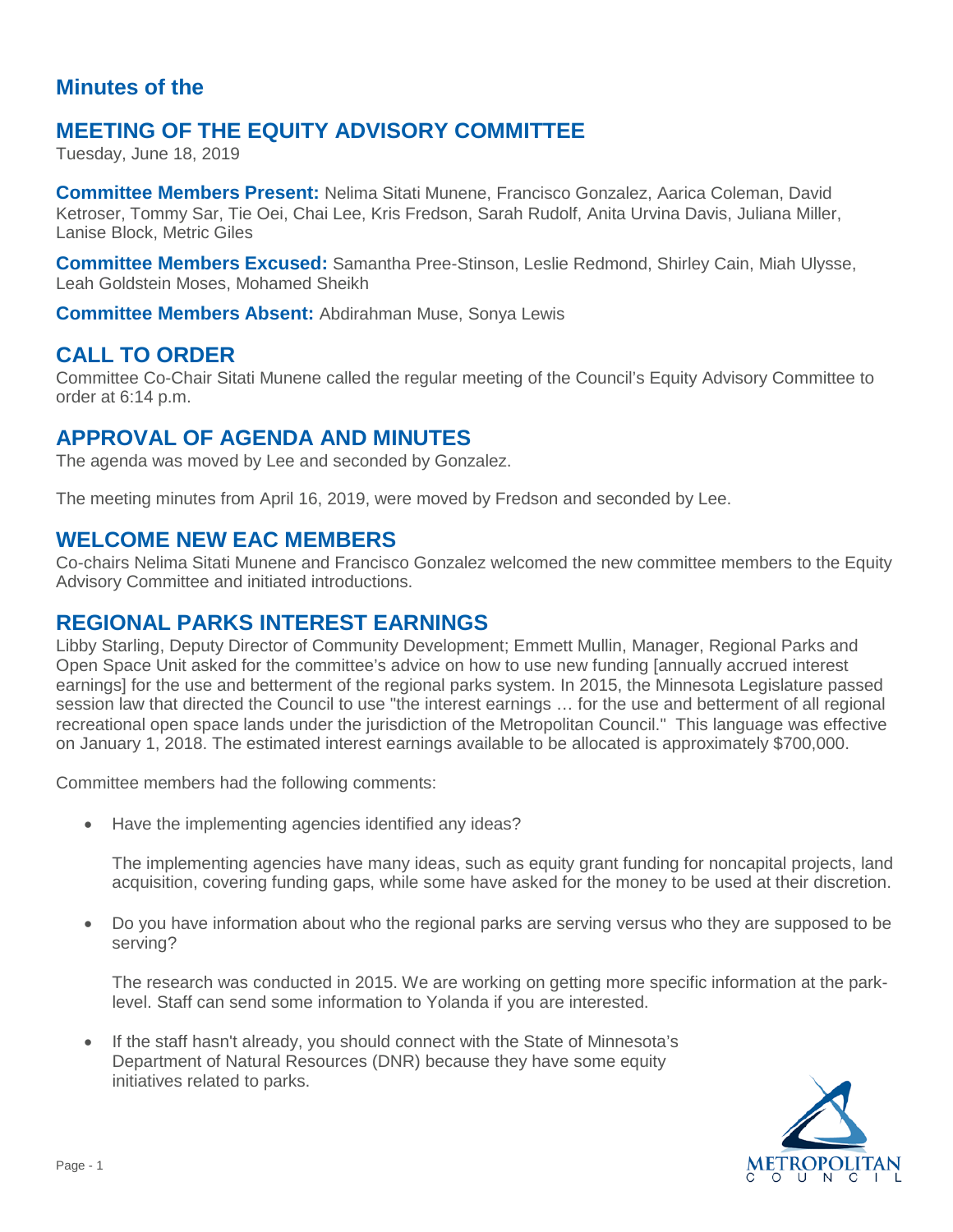# Minutes of the

# MEETING OF THE EQUITY ADVISORY COMMITTEE

Tuesday, June 18, 2019

**Committee Members Present:** Nelima Sitati Munene, Francisco Gonzalez, Aarica Coleman, David Ketroser, Tommy Sar, Tie Oei, Chai Lee, Kris Fredson, Sarah Rudolf, Anita Urvina Davis, Juliana Miller, Lanise Block, Metric Giles

**Committee Members Excused:** Samantha Pree-Stinson, Leslie Redmond, Shirley Cain, Miah Ulysse, Leah Goldstein Moses, Mohamed Sheikh

**Committee Members Absent:** Abdirahman Muse, Sonya Lewis

## CALL TO ORDER

Committee Co-Chair Sitati Munene called the regular meeting of the Council's Equity Advisory Committee to order at 6:14 p.m.

## APPROVAL OF AGENDA AND MINUTES

The agenda was moved by Lee and seconded by Gonzalez.

The meeting minutes from April 16, 2019, were moved by Fredson and seconded by Lee.

## WELCOME NEW EAC MEMBERS

Co-chairs Nelima Sitati Munene and Francisco Gonzalez welcomed the new committee members to the Equity Advisory Committee and initiated introductions.

## REGIONAL PARKS INTEREST EARNINGS

Libby Starling, Deputy Director of Community Development; Emmett Mullin, Manager, Regional Parks and Open Space Unit asked for the committee's advice on how to use new funding [annually accrued interest earnings] for the use and betterment of the regional parks system. In 2015, the Minnesota Legislature passed session law that directed the Council to use "the interest earnings … for the use and betterment of all regional recreational open space lands under the jurisdiction of the Metropolitan Council." This language was effective on January 1, 2018. The estimated interest earnings available to be allocated is approximately $700,000.

Committee members had the following comments:

- Have the implementing agencies identified any ideas?

  The implementing agencies have many ideas, such as equity grant funding for noncapital projects, land acquisition, covering funding gaps, while some have asked for the money to be used at their discretion.

- Do you have information about who the regional parks are serving versus who they are supposed to be serving?

  The research was conducted in 2015. We are working on getting more specific information at the park-level. Staff can send some information to Yolanda if you are interested.

- If the staff hasn't already, you should connect with the State of Minnesota's Department of Natural Resources (DNR) because they have some equity initiatives related to parks.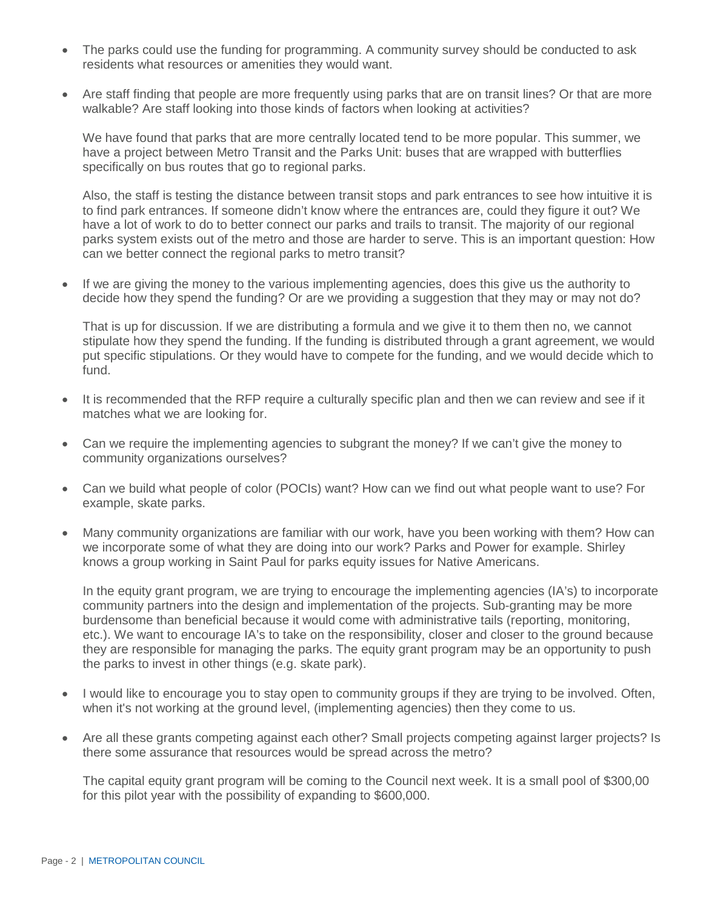- The parks could use the funding for programming. A community survey should be conducted to ask residents what resources or amenities they would want.

- Are staff finding that people are more frequently using parks that are on transit lines? Or that are more walkable? Are staff looking into those kinds of factors when looking at activities?

  We have found that parks that are more centrally located tend to be more popular. This summer, we have a project between Metro Transit and the Parks Unit: buses that are wrapped with butterflies specifically on bus routes that go to regional parks.

  Also, the staff is testing the distance between transit stops and park entrances to see how intuitive it is to find park entrances. If someone didn't know where the entrances are, could they figure it out? We have a lot of work to do to better connect our parks and trails to transit. The majority of our regional parks system exists out of the metro and those are harder to serve. This is an important question: How can we better connect the regional parks to metro transit?

- If we are giving the money to the various implementing agencies, does this give us the authority to decide how they spend the funding? Or are we providing a suggestion that they may or may not do?

  That is up for discussion. If we are distributing a formula and we give it to them then no, we cannot stipulate how they spend the funding. If the funding is distributed through a grant agreement, we would put specific stipulations. Or they would have to compete for the funding, and we would decide which to fund.

- It is recommended that the RFP require a culturally specific plan and then we can review and see if it matches what we are looking for.

- Can we require the implementing agencies to subgrant the money? If we can't give the money to community organizations ourselves?

- Can we build what people of color (POCIs) want? How can we find out what people want to use? For example, skate parks.

- Many community organizations are familiar with our work, have you been working with them? How can we incorporate some of what they are doing into our work? Parks and Power for example. Shirley knows a group working in Saint Paul for parks equity issues for Native Americans.

  In the equity grant program, we are trying to encourage the implementing agencies (IA's) to incorporate community partners into the design and implementation of the projects. Sub-granting may be more burdensome than beneficial because it would come with administrative tails (reporting, monitoring, etc.). We want to encourage IA's to take on the responsibility, closer and closer to the ground because they are responsible for managing the parks. The equity grant program may be an opportunity to push the parks to invest in other things (e.g. skate park).

- I would like to encourage you to stay open to community groups if they are trying to be involved. Often, when it's not working at the ground level, (implementing agencies) then they come to us.

- Are all these grants competing against each other? Small projects competing against larger projects? Is there some assurance that resources would be spread across the metro?

  The capital equity grant program will be coming to the Council next week. It is a small pool of $300,00 for this pilot year with the possibility of expanding to $600,000.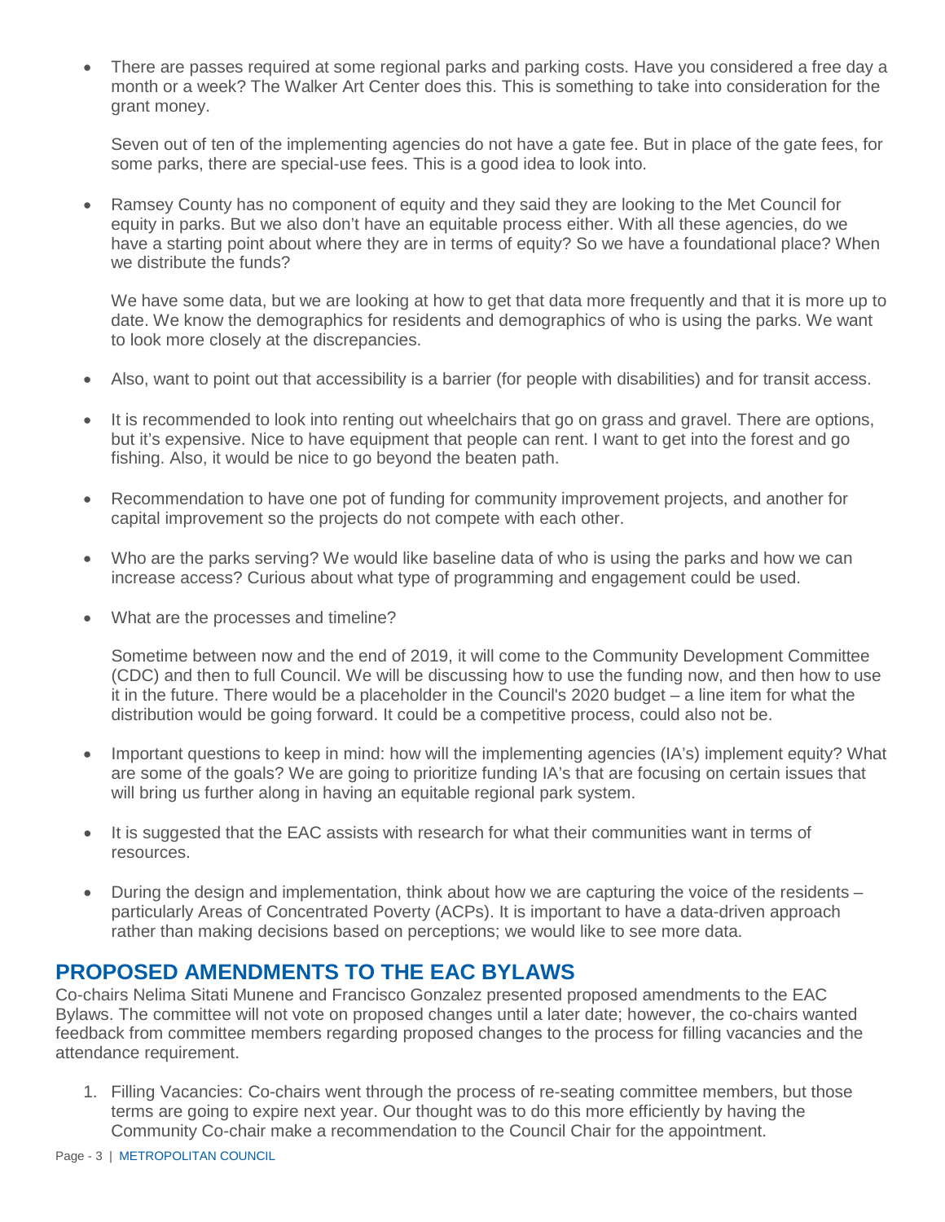- There are passes required at some regional parks and parking costs. Have you considered a free day a month or a week? The Walker Art Center does this. This is something to take into consideration for the grant money.

  Seven out of ten of the implementing agencies do not have a gate fee. But in place of the gate fees, for some parks, there are special-use fees. This is a good idea to look into.

- Ramsey County has no component of equity and they said they are looking to the Met Council for equity in parks. But we also don't have an equitable process either. With all these agencies, do we have a starting point about where they are in terms of equity? So we have a foundational place? When we distribute the funds?

  We have some data, but we are looking at how to get that data more frequently and that it is more up to date. We know the demographics for residents and demographics of who is using the parks. We want to look more closely at the discrepancies.

- Also, want to point out that accessibility is a barrier (for people with disabilities) and for transit access.

- It is recommended to look into renting out wheelchairs that go on grass and gravel. There are options, but it's expensive. Nice to have equipment that people can rent. I want to get into the forest and go fishing. Also, it would be nice to go beyond the beaten path.

- Recommendation to have one pot of funding for community improvement projects, and another for capital improvement so the projects do not compete with each other.

- Who are the parks serving? We would like baseline data of who is using the parks and how we can increase access? Curious about what type of programming and engagement could be used.

- What are the processes and timeline?

  Sometime between now and the end of 2019, it will come to the Community Development Committee (CDC) and then to full Council. We will be discussing how to use the funding now, and then how to use it in the future. There would be a placeholder in the Council's 2020 budget – a line item for what the distribution would be going forward. It could be a competitive process, could also not be.

- Important questions to keep in mind: how will the implementing agencies (IA's) implement equity? What are some of the goals? We are going to prioritize funding IA's that are focusing on certain issues that will bring us further along in having an equitable regional park system.

- It is suggested that the EAC assists with research for what their communities want in terms of resources.

- During the design and implementation, think about how we are capturing the voice of the residents – particularly Areas of Concentrated Poverty (ACPs). It is important to have a data-driven approach rather than making decisions based on perceptions; we would like to see more data.

## PROPOSED AMENDMENTS TO THE EAC BYLAWS

Co-chairs Nelima Sitati Munene and Francisco Gonzalez presented proposed amendments to the EAC Bylaws. The committee will not vote on proposed changes until a later date; however, the co-chairs wanted feedback from committee members regarding proposed changes to the process for filling vacancies and the attendance requirement.

1. Filling Vacancies: Co-chairs went through the process of re-seating committee members, but those terms are going to expire next year. Our thought was to do this more efficiently by having the Community Co-chair make a recommendation to the Council Chair for the appointment.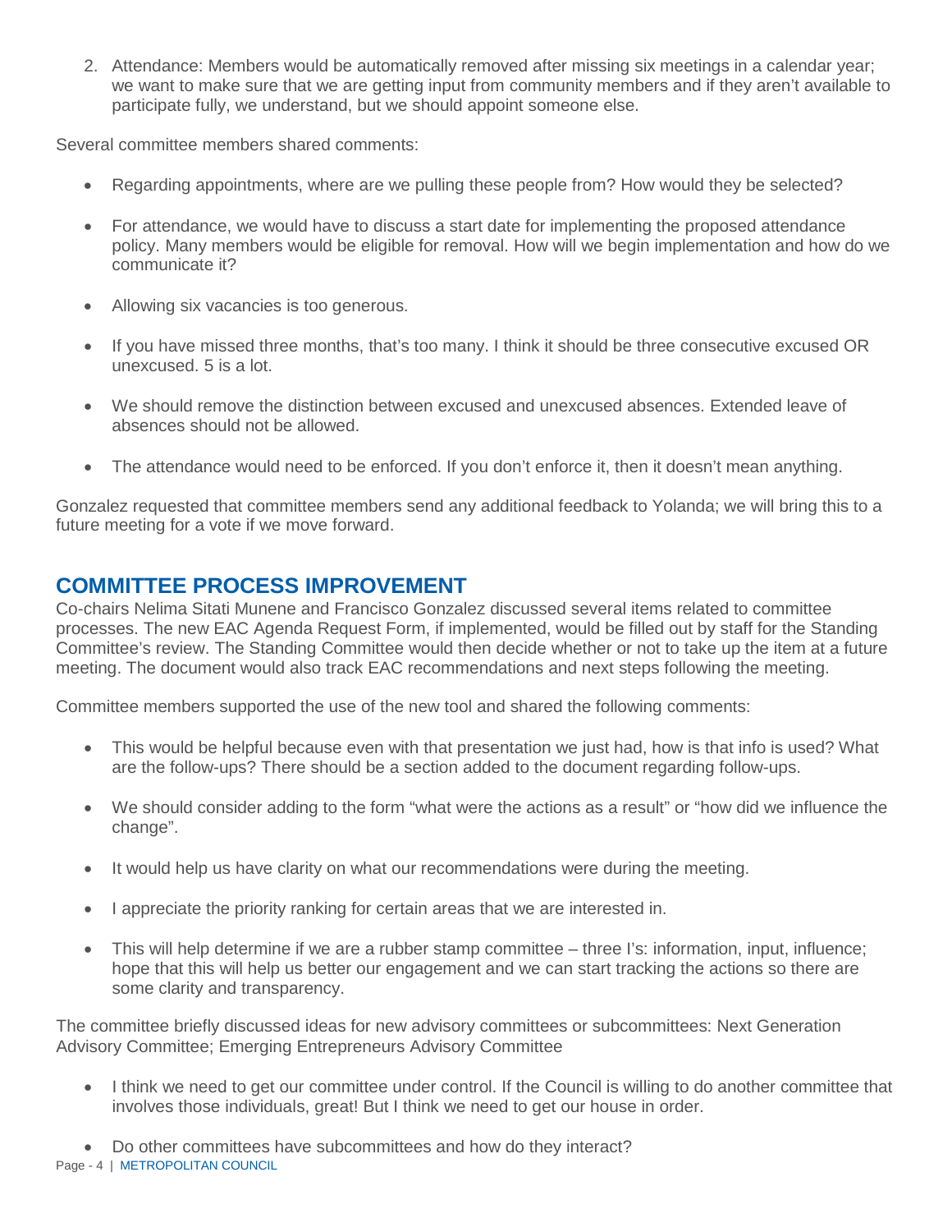2. Attendance: Members would be automatically removed after missing six meetings in a calendar year; we want to make sure that we are getting input from community members and if they aren't available to participate fully, we understand, but we should appoint someone else.

Several committee members shared comments:

- Regarding appointments, where are we pulling these people from? How would they be selected?
- For attendance, we would have to discuss a start date for implementing the proposed attendance policy. Many members would be eligible for removal. How will we begin implementation and how do we communicate it?
- Allowing six vacancies is too generous.
- If you have missed three months, that's too many. I think it should be three consecutive excused OR unexcused. 5 is a lot.
- We should remove the distinction between excused and unexcused absences. Extended leave of absences should not be allowed.
- The attendance would need to be enforced. If you don't enforce it, then it doesn't mean anything.

Gonzalez requested that committee members send any additional feedback to Yolanda; we will bring this to a future meeting for a vote if we move forward.

## COMMITTEE PROCESS IMPROVEMENT

Co-chairs Nelima Sitati Munene and Francisco Gonzalez discussed several items related to committee processes. The new EAC Agenda Request Form, if implemented, would be filled out by staff for the Standing Committee's review. The Standing Committee would then decide whether or not to take up the item at a future meeting. The document would also track EAC recommendations and next steps following the meeting.

Committee members supported the use of the new tool and shared the following comments:

- This would be helpful because even with that presentation we just had, how is that info is used? What are the follow-ups? There should be a section added to the document regarding follow-ups.
- We should consider adding to the form "what were the actions as a result" or "how did we influence the change".
- It would help us have clarity on what our recommendations were during the meeting.
- I appreciate the priority ranking for certain areas that we are interested in.
- This will help determine if we are a rubber stamp committee – three I's: information, input, influence; hope that this will help us better our engagement and we can start tracking the actions so there are some clarity and transparency.

The committee briefly discussed ideas for new advisory committees or subcommittees: Next Generation Advisory Committee; Emerging Entrepreneurs Advisory Committee

- I think we need to get our committee under control. If the Council is willing to do another committee that involves those individuals, great! But I think we need to get our house in order.
- Do other committees have subcommittees and how do they interact?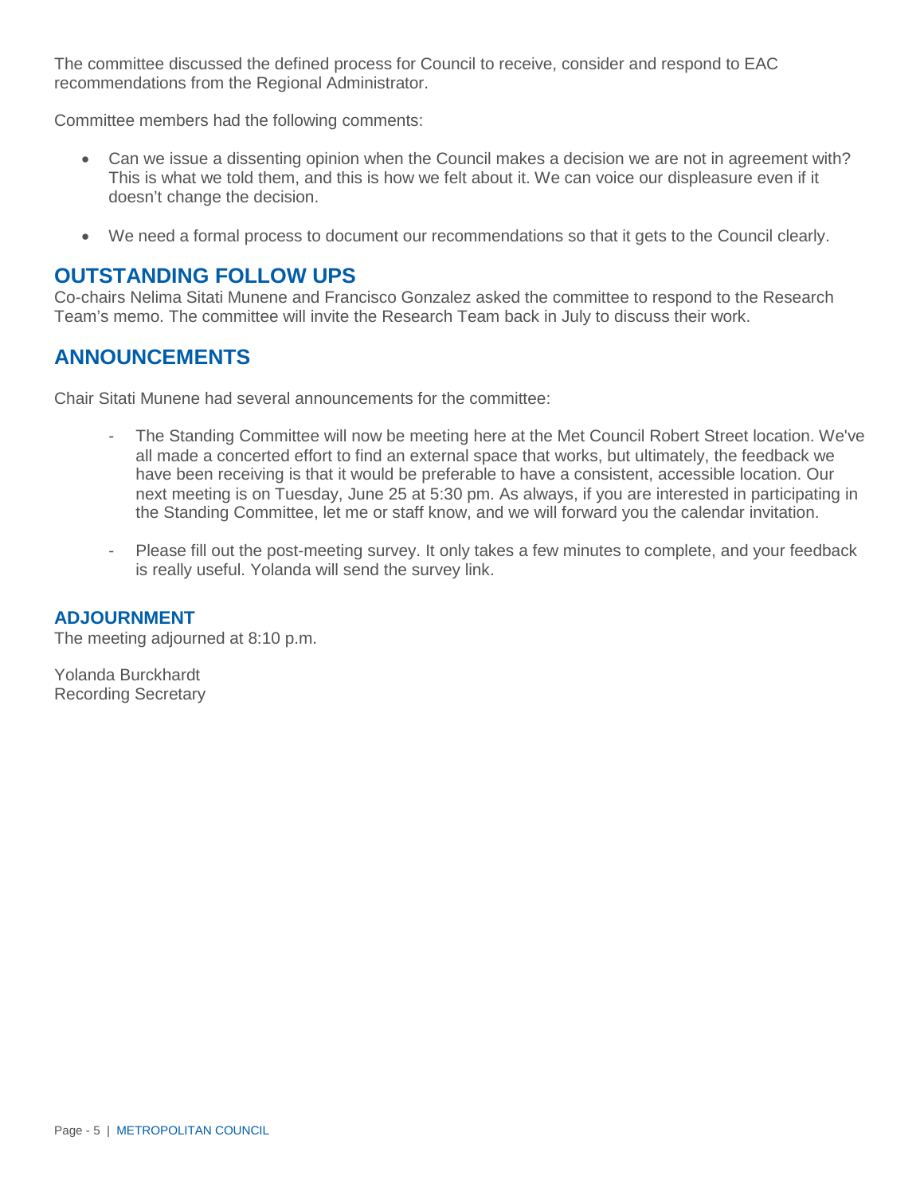The committee discussed the defined process for Council to receive, consider and respond to EAC recommendations from the Regional Administrator.

Committee members had the following comments:

- Can we issue a dissenting opinion when the Council makes a decision we are not in agreement with? This is what we told them, and this is how we felt about it. We can voice our displeasure even if it doesn't change the decision.
- We need a formal process to document our recommendations so that it gets to the Council clearly.

## OUTSTANDING FOLLOW UPS

Co-chairs Nelima Sitati Munene and Francisco Gonzalez asked the committee to respond to the Research Team's memo. The committee will invite the Research Team back in July to discuss their work.

## ANNOUNCEMENTS

Chair Sitati Munene had several announcements for the committee:

- The Standing Committee will now be meeting here at the Met Council Robert Street location. We've all made a concerted effort to find an external space that works, but ultimately, the feedback we have been receiving is that it would be preferable to have a consistent, accessible location. Our next meeting is on Tuesday, June 25 at 5:30 pm. As always, if you are interested in participating in the Standing Committee, let me or staff know, and we will forward you the calendar invitation.
- Please fill out the post-meeting survey. It only takes a few minutes to complete, and your feedback is really useful. Yolanda will send the survey link.

### ADJOURNMENT

The meeting adjourned at 8:10 p.m.

Yolanda Burckhardt
Recording Secretary